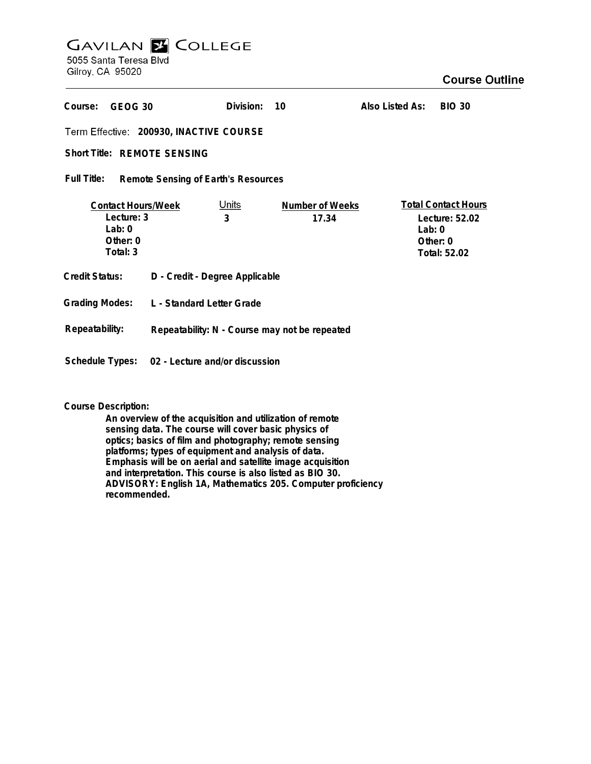# GAVILAN COLLEGE

5055 Santa Teresa Blvd
Gilroy, CA 95020

## Course Outline

**Course:** GEOG 30 **Division:** 10 **Also Listed As:** BIO 30

**Term Effective:** 200930, INACTIVE COURSE

**Short Title:** REMOTE SENSING

**Full Title:** Remote Sensing of Earth's Resources

| Contact Hours/Week | Units | Number of Weeks | Total Contact Hours |
|---|---|---|---|
| Lecture: 3 | 3 | 17.34 | Lecture: 52.02 |
| Lab: 0 | | | Lab: 0 |
| Other: 0 | | | Other: 0 |
| Total: 3 | | | Total: 52.02 |

**Credit Status:** D - Credit - Degree Applicable

**Grading Modes:** L - Standard Letter Grade

**Repeatability:** Repeatability: N - Course may not be repeated

**Schedule Types:** 02 - Lecture and/or discussion

**Course Description:**

An overview of the acquisition and utilization of remote sensing data. The course will cover basic physics of optics; basics of film and photography; remote sensing platforms; types of equipment and analysis of data. Emphasis will be on aerial and satellite image acquisition and interpretation. This course is also listed as BIO 30. ADVISORY: English 1A, Mathematics 205. Computer proficiency recommended.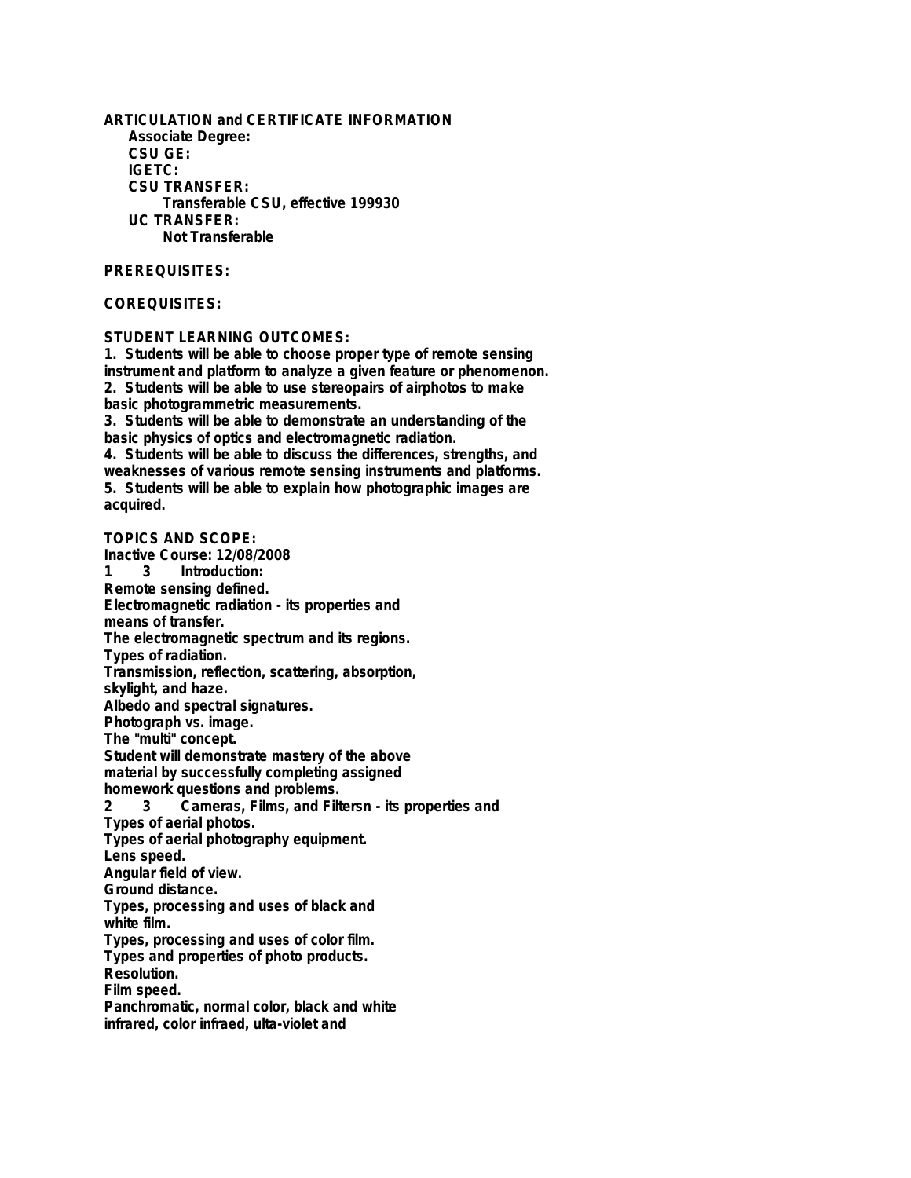**ARTICULATION and CERTIFICATE INFORMATION**

**Associate Degree:**

**CSU GE:**

**IGETC:**

**CSU TRANSFER:**

**Transferable CSU, effective 199930**

**UC TRANSFER:**

**Not Transferable**

**PREREQUISITES:**

**COREQUISITES:**

**STUDENT LEARNING OUTCOMES:**

1. Students will be able to choose proper type of remote sensing instrument and platform to analyze a given feature or phenomenon.
2. Students will be able to use stereopairs of airphotos to make basic photogrammetric measurements.
3. Students will be able to demonstrate an understanding of the basic physics of optics and electromagnetic radiation.
4. Students will be able to discuss the differences, strengths, and weaknesses of various remote sensing instruments and platforms.
5. Students will be able to explain how photographic images are acquired.

**TOPICS AND SCOPE:**

**Inactive Course: 12/08/2008**

**1 3 Introduction:**

Remote sensing defined.
Electromagnetic radiation - its properties and means of transfer.
The electromagnetic spectrum and its regions.
Types of radiation.
Transmission, reflection, scattering, absorption, skylight, and haze.
Albedo and spectral signatures.
Photograph vs. image.
The "multi" concept.
Student will demonstrate mastery of the above material by successfully completing assigned homework questions and problems.

**2 3 Cameras, Films, and Filtersn - its properties and**

Types of aerial photos.
Types of aerial photography equipment.
Lens speed.
Angular field of view.
Ground distance.
Types, processing and uses of black and white film.
Types, processing and uses of color film.
Types and properties of photo products.
Resolution.
Film speed.
Panchromatic, normal color, black and white infrared, color infraed, ulta-violet and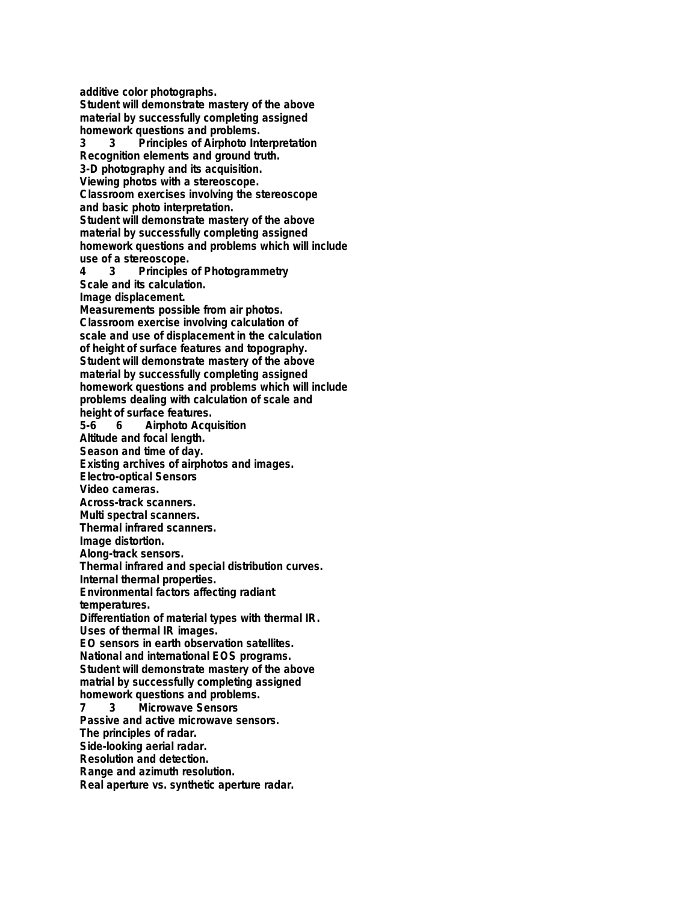additive color photographs.
Student will demonstrate mastery of the above material by successfully completing assigned homework questions and problems.

3 3 Principles of Airphoto Interpretation
Recognition elements and ground truth.
3-D photography and its acquisition.
Viewing photos with a stereoscope.
Classroom exercises involving the stereoscope and basic photo interpretation.
Student will demonstrate mastery of the above material by successfully completing assigned homework questions and problems which will include use of a stereoscope.

4 3 Principles of Photogrammetry
Scale and its calculation.
Image displacement.
Measurements possible from air photos.
Classroom exercise involving calculation of scale and use of displacement in the calculation of height of surface features and topography.
Student will demonstrate mastery of the above material by successfully completing assigned homework questions and problems which will include problems dealing with calculation of scale and height of surface features.

5-6 6 Airphoto Acquisition
Altitude and focal length.
Season and time of day.
Existing archives of airphotos and images.
Electro-optical Sensors
Video cameras.
Across-track scanners.
Multi spectral scanners.
Thermal infrared scanners.
Image distortion.
Along-track sensors.
Thermal infrared and special distribution curves.
Internal thermal properties.
Environmental factors affecting radiant temperatures.
Differentiation of material types with thermal IR.
Uses of thermal IR images.
EO sensors in earth observation satellites.
National and international EOS programs.
Student will demonstrate mastery of the above matrial by successfully completing assigned homework questions and problems.

7 3 Microwave Sensors
Passive and active microwave sensors.
The principles of radar.
Side-looking aerial radar.
Resolution and detection.
Range and azimuth resolution.
Real aperture vs. synthetic aperture radar.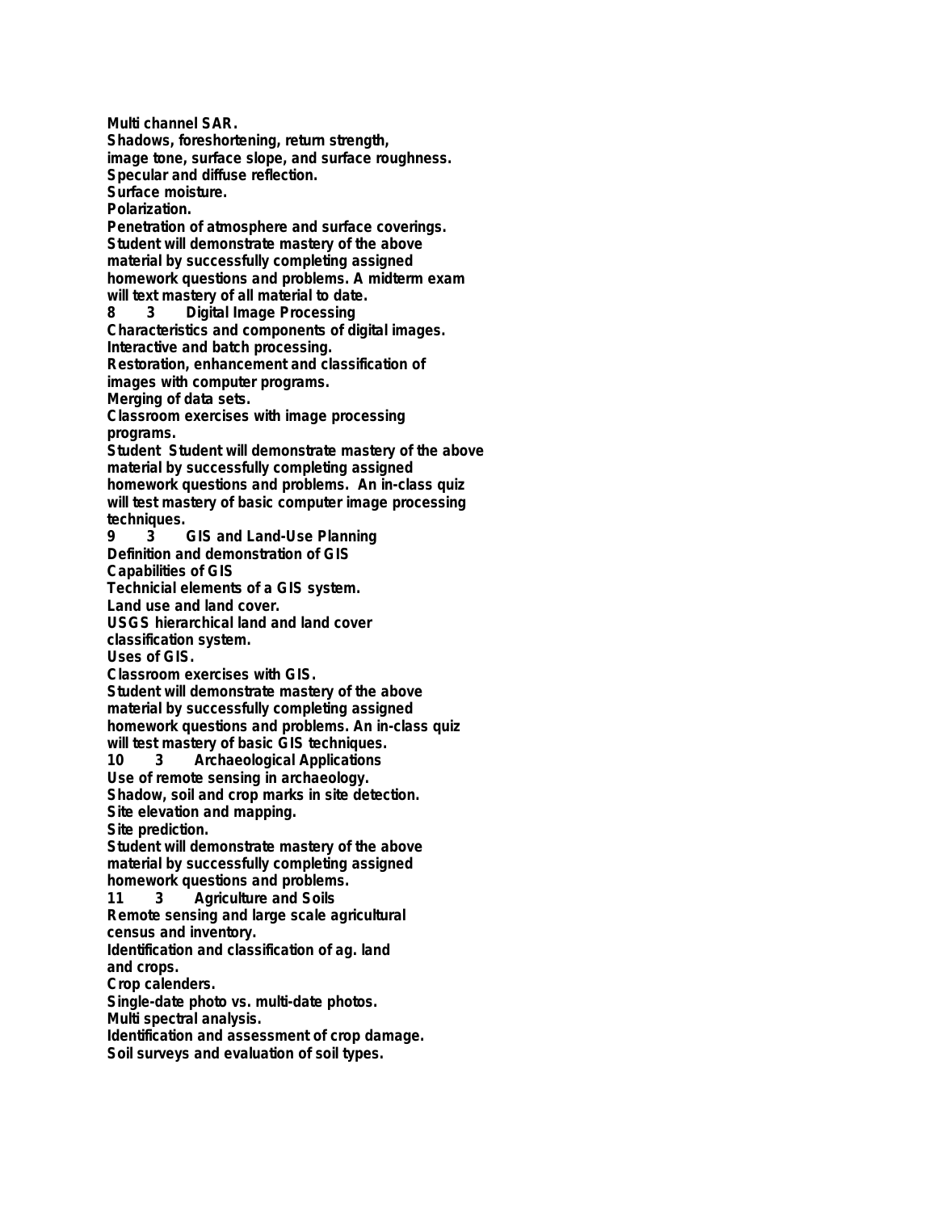**Multi channel SAR.**
**Shadows, foreshortening, return strength,**
**image tone, surface slope, and surface roughness.**
**Specular and diffuse reflection.**
**Surface moisture.**
**Polarization.**
**Penetration of atmosphere and surface coverings.**
**Student will demonstrate mastery of the above material by successfully completing assigned homework questions and problems. A midterm exam will text mastery of all material to date.**

**8 3 Digital Image Processing**

**Characteristics and components of digital images.**
**Interactive and batch processing.**
**Restoration, enhancement and classification of images with computer programs.**
**Merging of data sets.**
**Classroom exercises with image processing programs.**
**Student Student will demonstrate mastery of the above material by successfully completing assigned homework questions and problems. An in-class quiz will test mastery of basic computer image processing techniques.**

**9 3 GIS and Land-Use Planning**

**Definition and demonstration of GIS**
**Capabilities of GIS**
**Technicial elements of a GIS system.**
**Land use and land cover.**
**USGS hierarchical land and land cover classification system.**
**Uses of GIS.**
**Classroom exercises with GIS.**
**Student will demonstrate mastery of the above material by successfully completing assigned homework questions and problems. An in-class quiz will test mastery of basic GIS techniques.**

**10 3 Archaeological Applications**

**Use of remote sensing in archaeology.**
**Shadow, soil and crop marks in site detection.**
**Site elevation and mapping.**
**Site prediction.**
**Student will demonstrate mastery of the above material by successfully completing assigned homework questions and problems.**

**11 3 Agriculture and Soils**

**Remote sensing and large scale agricultural census and inventory.**
**Identification and classification of ag. land and crops.**
**Crop calenders.**
**Single-date photo vs. multi-date photos.**
**Multi spectral analysis.**
**Identification and assessment of crop damage.**
**Soil surveys and evaluation of soil types.**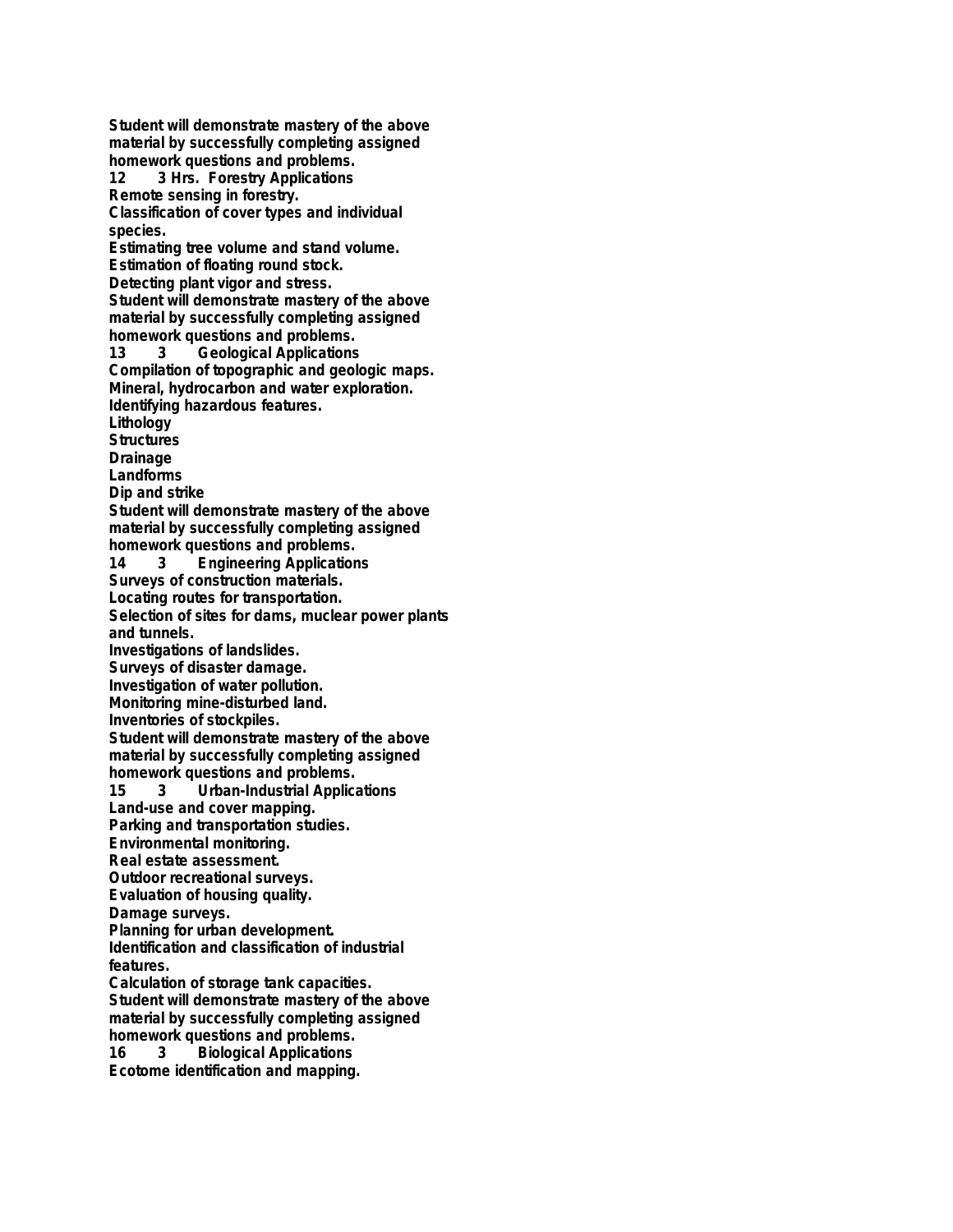Student will demonstrate mastery of the above material by successfully completing assigned homework questions and problems.

**12 3 Hrs. Forestry Applications**

Remote sensing in forestry.
Classification of cover types and individual species.
Estimating tree volume and stand volume.
Estimation of floating round stock.
Detecting plant vigor and stress.
Student will demonstrate mastery of the above material by successfully completing assigned homework questions and problems.

**13 3 Geological Applications**

Compilation of topographic and geologic maps.
Mineral, hydrocarbon and water exploration.
Identifying hazardous features.
Lithology
Structures
Drainage
Landforms
Dip and strike
Student will demonstrate mastery of the above material by successfully completing assigned homework questions and problems.

**14 3 Engineering Applications**

Surveys of construction materials.
Locating routes for transportation.
Selection of sites for dams, muclear power plants and tunnels.
Investigations of landslides.
Surveys of disaster damage.
Investigation of water pollution.
Monitoring mine-disturbed land.
Inventories of stockpiles.
Student will demonstrate mastery of the above material by successfully completing assigned homework questions and problems.

**15 3 Urban-Industrial Applications**

Land-use and cover mapping.
Parking and transportation studies.
Environmental monitoring.
Real estate assessment.
Outdoor recreational surveys.
Evaluation of housing quality.
Damage surveys.
Planning for urban development.
Identification and classification of industrial features.
Calculation of storage tank capacities.
Student will demonstrate mastery of the above material by successfully completing assigned homework questions and problems.

**16 3 Biological Applications**

Ecotome identification and mapping.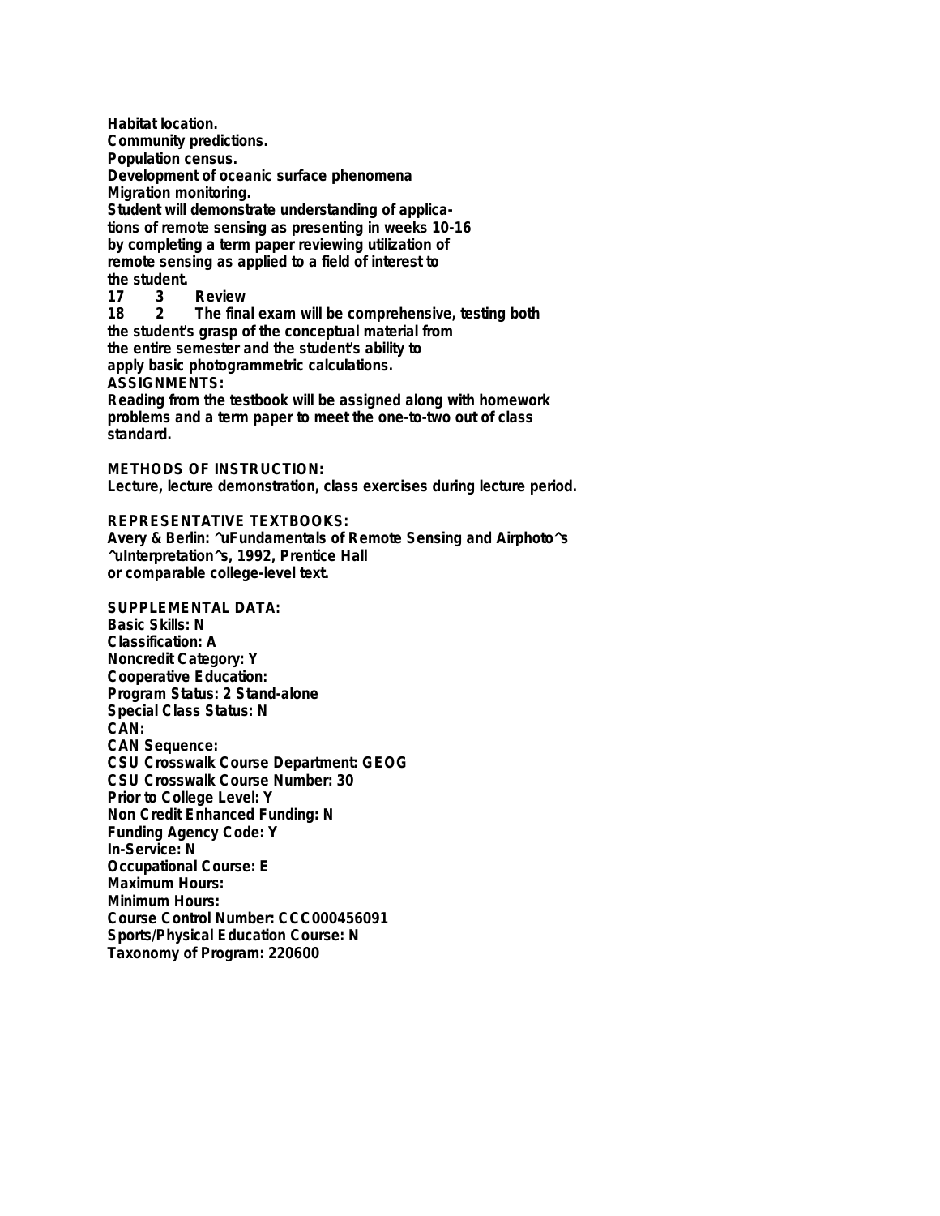Habitat location.
Community predictions.
Population census.
Development of oceanic surface phenomena
Migration monitoring.
Student will demonstrate understanding of applications of remote sensing as presenting in weeks 10-16 by completing a term paper reviewing utilization of remote sensing as applied to a field of interest to the student.

17 3 Review

18 2 The final exam will be comprehensive, testing both the student's grasp of the conceptual material from the entire semester and the student's ability to apply basic photogrammetric calculations.

**ASSIGNMENTS:**
Reading from the testbook will be assigned along with homework problems and a term paper to meet the one-to-two out of class standard.

**METHODS OF INSTRUCTION:**
Lecture, lecture demonstration, class exercises during lecture period.

**REPRESENTATIVE TEXTBOOKS:**
Avery & Berlin: ^uFundamentals of Remote Sensing and Airphoto^s ^uInterpretation^s, 1992, Prentice Hall
or comparable college-level text.

**SUPPLEMENTAL DATA:**
Basic Skills: N
Classification: A
Noncredit Category: Y
Cooperative Education:
Program Status: 2 Stand-alone
Special Class Status: N
CAN:
CAN Sequence:
CSU Crosswalk Course Department: GEOG
CSU Crosswalk Course Number: 30
Prior to College Level: Y
Non Credit Enhanced Funding: N
Funding Agency Code: Y
In-Service: N
Occupational Course: E
Maximum Hours:
Minimum Hours:
Course Control Number: CCC000456091
Sports/Physical Education Course: N
Taxonomy of Program: 220600